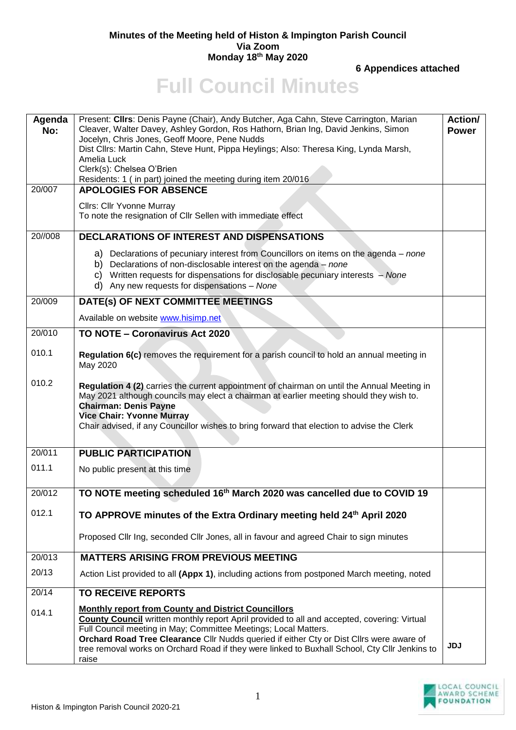**Minutes of the Meeting held of Histon & Impington Parish Council**
**Via Zoom**
**Monday 18th May 2020**

**6 Appendices attached**

# Full Council Minutes

| Agenda No: | Present: **Cllrs**: Denis Payne (Chair), Andy Butcher, Aga Cahn, Steve Carrington, Marian Cleaver, Walter Davey, Ashley Gordon, Ros Hathorn, Brian Ing, David Jenkins, Simon Jocelyn, Chris Jones, Geoff Moore, Pene Nudds<br>Dist Cllrs: Martin Cahn, Steve Hunt, Pippa Heylings; Also: Theresa King, Lynda Marsh, Amelia Luck<br>Clerk(s): Chelsea O'Brien<br>Residents: 1 ( in part) joined the meeting during item 20/016 | **Action/ Power** |
|---|---|---|
| 20/007 | **APOLOGIES FOR ABSENCE**<br><br>Cllrs: Cllr Yvonne Murray<br>To note the resignation of Cllr Sellen with immediate effect | |
| 20//008 | **DECLARATIONS OF INTEREST AND DISPENSATIONS**<br><br>a) Declarations of pecuniary interest from Councillors on items on the agenda – *none*<br>b) Declarations of non-disclosable interest on the agenda – *none*<br>c) Written requests for dispensations for disclosable pecuniary interests – *None*<br>d) Any new requests for dispensations – *None* | |
| 20/009 | **DATE(s) OF NEXT COMMITTEE MEETINGS**<br><br>Available on website www.hisimp.net | |
| 20/010 | **TO NOTE – Coronavirus Act 2020** | |
| 010.1 | **Regulation 6(c)** removes the requirement for a parish council to hold an annual meeting in May 2020 | |
| 010.2 | **Regulation 4 (2)** carries the current appointment of chairman on until the Annual Meeting in May 2021 although councils may elect a chairman at earlier meeting should they wish to.<br>**Chairman: Denis Payne**<br>**Vice Chair: Yvonne Murray**<br>Chair advised, if any Councillor wishes to bring forward that election to advise the Clerk | |
| 20/011 | **PUBLIC PARTICIPATION** | |
| 011.1 | No public present at this time | |
| 20/012 | **TO NOTE meeting scheduled 16th March 2020 was cancelled due to COVID 19** | |
| 012.1 | **TO APPROVE minutes of the Extra Ordinary meeting held 24th April 2020**<br><br>Proposed Cllr Ing, seconded Cllr Jones, all in favour and agreed Chair to sign minutes | |
| 20/013 | **MATTERS ARISING FROM PREVIOUS MEETING** | |
| 20/13 | Action List provided to all **(Appx 1)**, including actions from postponed March meeting, noted | |
| 20/14 | **TO RECEIVE REPORTS** | |
| 014.1 | **Monthly report from County and District Councillors**<br>**County Council** written monthly report April provided to all and accepted, covering: Virtual Full Council meeting in May; Committee Meetings; Local Matters.<br>**Orchard Road Tree Clearance** Cllr Nudds queried if either Cty or Dist Cllrs were aware of tree removal works on Orchard Road if they were linked to Buxhall School, Cty Cllr Jenkins to raise | **JDJ** |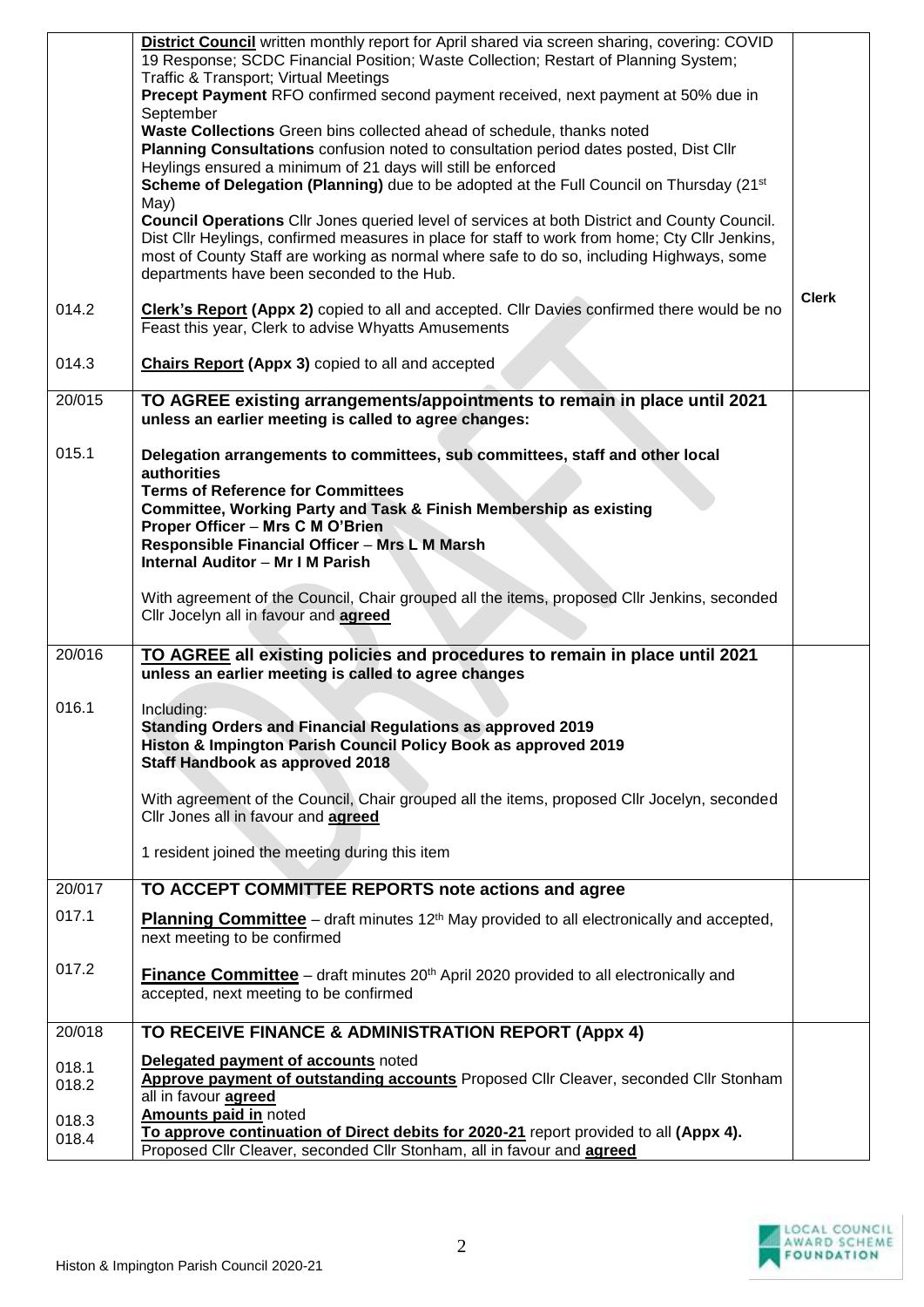| | | |
|---|---|---|
| | **District Council** written monthly report for April shared via screen sharing, covering: COVID 19 Response; SCDC Financial Position; Waste Collection; Restart of Planning System; Traffic & Transport; Virtual Meetings<br>**Precept Payment** RFO confirmed second payment received, next payment at 50% due in September<br>**Waste Collections** Green bins collected ahead of schedule, thanks noted<br>**Planning Consultations** confusion noted to consultation period dates posted, Dist Cllr Heylings ensured a minimum of 21 days will still be enforced<br>**Scheme of Delegation (Planning)** due to be adopted at the Full Council on Thursday (21st May)<br>**Council Operations** Cllr Jones queried level of services at both District and County Council. Dist Cllr Heylings, confirmed measures in place for staff to work from home; Cty Cllr Jenkins, most of County Staff are working as normal where safe to do so, including Highways, some departments have been seconded to the Hub. | |
| 014.2 | **Clerk's Report (Appx 2)** copied to all and accepted. Cllr Davies confirmed there would be no Feast this year, Clerk to advise Whyatts Amusements | **Clerk** |
| 014.3 | **Chairs Report (Appx 3)** copied to all and accepted | |
| 20/015 | **TO AGREE existing arrangements/appointments to remain in place until 2021 unless an earlier meeting is called to agree changes:** | |
| 015.1 | **Delegation arrangements to committees, sub committees, staff and other local authorities**<br>**Terms of Reference for Committees**<br>**Committee, Working Party and Task & Finish Membership as existing**<br>**Proper Officer – Mrs C M O'Brien**<br>**Responsible Financial Officer – Mrs L M Marsh**<br>**Internal Auditor – Mr I M Parish**<br><br>With agreement of the Council, Chair grouped all the items, proposed Cllr Jenkins, seconded Cllr Jocelyn all in favour and **agreed** | |
| 20/016 | **TO AGREE all existing policies and procedures to remain in place until 2021 unless an earlier meeting is called to agree changes** | |
| 016.1 | Including:<br>**Standing Orders and Financial Regulations as approved 2019**<br>**Histon & Impington Parish Council Policy Book as approved 2019**<br>**Staff Handbook as approved 2018**<br><br>With agreement of the Council, Chair grouped all the items, proposed Cllr Jocelyn, seconded Cllr Jones all in favour and **agreed**<br><br>1 resident joined the meeting during this item | |
| 20/017 | **TO ACCEPT COMMITTEE REPORTS note actions and agree** | |
| 017.1 | **Planning Committee** – draft minutes 12th May provided to all electronically and accepted, next meeting to be confirmed | |
| 017.2 | **Finance Committee** – draft minutes 20th April 2020 provided to all electronically and accepted, next meeting to be confirmed | |
| 20/018 | **TO RECEIVE FINANCE & ADMINISTRATION REPORT (Appx 4)** | |
| 018.1<br>018.2<br><br>018.3<br>018.4 | **Delegated payment of accounts** noted<br>**Approve payment of outstanding accounts** Proposed Cllr Cleaver, seconded Cllr Stonham all in favour **agreed**<br>**Amounts paid in** noted<br>**To approve continuation of Direct debits for 2020-21** report provided to all **(Appx 4).** Proposed Cllr Cleaver, seconded Cllr Stonham, all in favour and **agreed** | |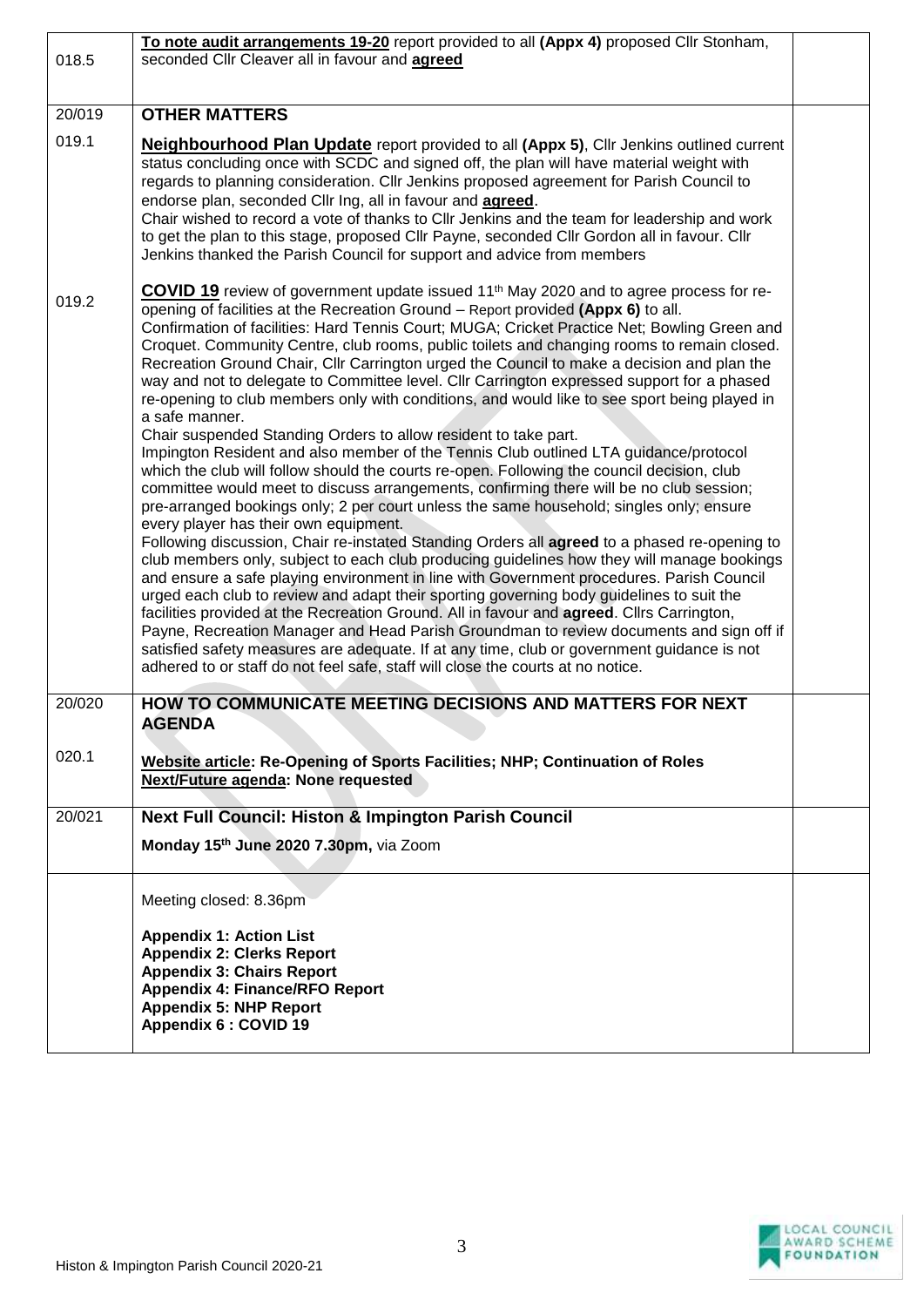| | | |
|---|---|---|
| 018.5 | **To note audit arrangements 19-20** report provided to all **(Appx 4)** proposed Cllr Stonham, seconded Cllr Cleaver all in favour and **agreed** | |
| 20/019 | **OTHER MATTERS** | |
| 019.1 | **Neighbourhood Plan Update** report provided to all **(Appx 5)**, Cllr Jenkins outlined current status concluding once with SCDC and signed off, the plan will have material weight with regards to planning consideration. Cllr Jenkins proposed agreement for Parish Council to endorse plan, seconded Cllr Ing, all in favour and **agreed**.<br>Chair wished to record a vote of thanks to Cllr Jenkins and the team for leadership and work to get the plan to this stage, proposed Cllr Payne, seconded Cllr Gordon all in favour. Cllr Jenkins thanked the Parish Council for support and advice from members | |
| 019.2 | **COVID 19** review of government update issued 11th May 2020 and to agree process for re-opening of facilities at the Recreation Ground – Report provided **(Appx 6)** to all.<br>Confirmation of facilities: Hard Tennis Court; MUGA; Cricket Practice Net; Bowling Green and Croquet. Community Centre, club rooms, public toilets and changing rooms to remain closed. Recreation Ground Chair, Cllr Carrington urged the Council to make a decision and plan the way and not to delegate to Committee level. Cllr Carrington expressed support for a phased re-opening to club members only with conditions, and would like to see sport being played in a safe manner.<br>Chair suspended Standing Orders to allow resident to take part.<br>Impington Resident and also member of the Tennis Club outlined LTA guidance/protocol which the club will follow should the courts re-open. Following the council decision, club committee would meet to discuss arrangements, confirming there will be no club session; pre-arranged bookings only; 2 per court unless the same household; singles only; ensure every player has their own equipment.<br>Following discussion, Chair re-instated Standing Orders all **agreed** to a phased re-opening to club members only, subject to each club producing guidelines how they will manage bookings and ensure a safe playing environment in line with Government procedures. Parish Council urged each club to review and adapt their sporting governing body guidelines to suit the facilities provided at the Recreation Ground. All in favour and **agreed**. Cllrs Carrington, Payne, Recreation Manager and Head Parish Groundman to review documents and sign off if satisfied safety measures are adequate. If at any time, club or government guidance is not adhered to or staff do not feel safe, staff will close the courts at no notice. | |
| 20/020 | **HOW TO COMMUNICATE MEETING DECISIONS AND MATTERS FOR NEXT AGENDA** | |
| 020.1 | **Website article: Re-Opening of Sports Facilities; NHP; Continuation of Roles**<br>**Next/Future agenda: None requested** | |
| 20/021 | **Next Full Council: Histon & Impington Parish Council**<br>**Monday 15th June 2020 7.30pm,** via Zoom | |
| | Meeting closed: 8.36pm<br><br>**Appendix 1: Action List**<br>**Appendix 2: Clerks Report**<br>**Appendix 3: Chairs Report**<br>**Appendix 4: Finance/RFO Report**<br>**Appendix 5: NHP Report**<br>**Appendix 6 : COVID 19** | |